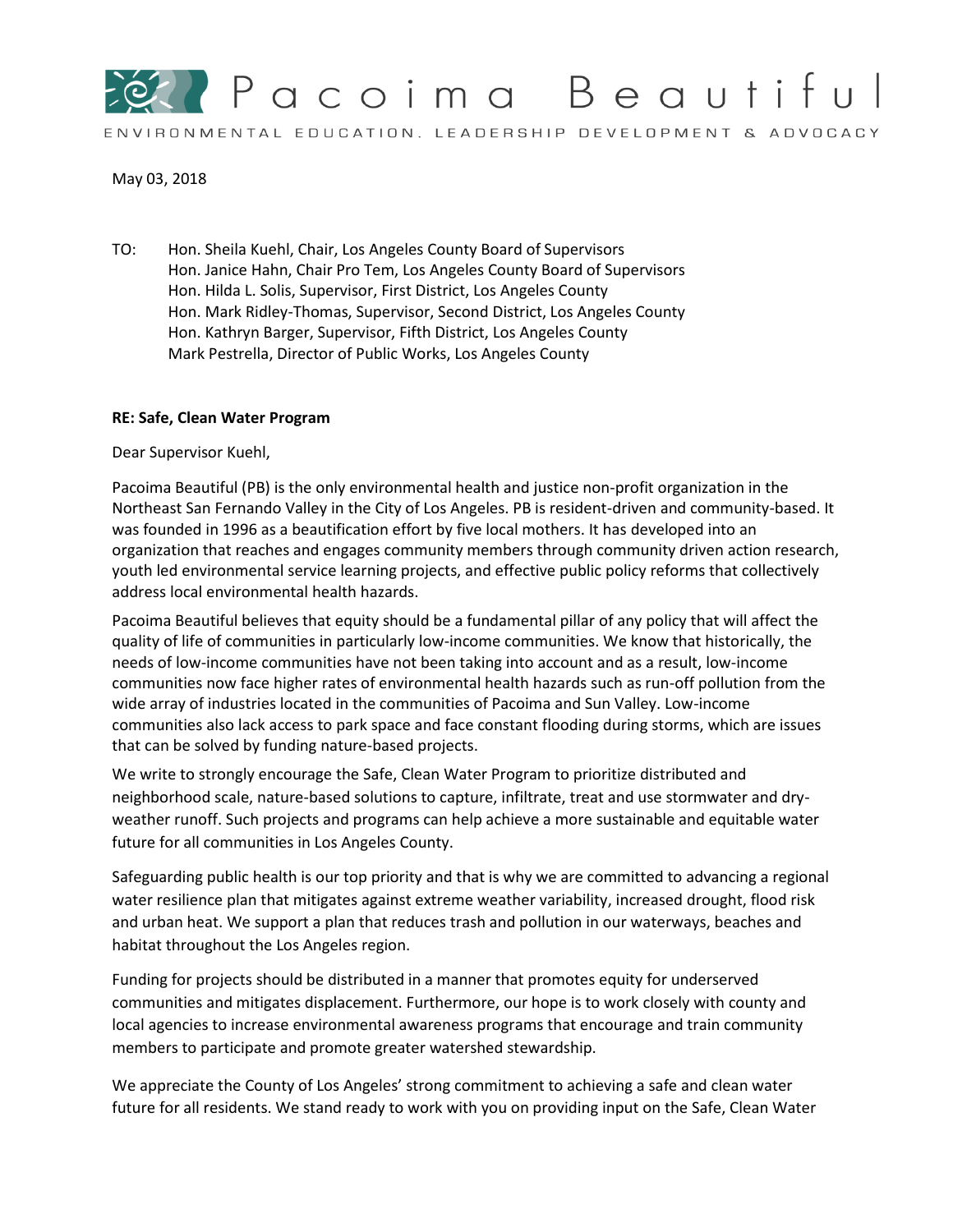# Pacoima Beautiful

ENVIRONMENTAL EDUCATION, LEADERSHIP DEVELOPMENT & ADVOCACY

May 03, 2018

TO: Hon. Sheila Kuehl, Chair, Los Angeles County Board of Supervisors
Hon. Janice Hahn, Chair Pro Tem, Los Angeles County Board of Supervisors
Hon. Hilda L. Solis, Supervisor, First District, Los Angeles County
Hon. Mark Ridley-Thomas, Supervisor, Second District, Los Angeles County
Hon. Kathryn Barger, Supervisor, Fifth District, Los Angeles County
Mark Pestrella, Director of Public Works, Los Angeles County

**RE: Safe, Clean Water Program**

Dear Supervisor Kuehl,

Pacoima Beautiful (PB) is the only environmental health and justice non-profit organization in the Northeast San Fernando Valley in the City of Los Angeles. PB is resident-driven and community-based. It was founded in 1996 as a beautification effort by five local mothers. It has developed into an organization that reaches and engages community members through community driven action research, youth led environmental service learning projects, and effective public policy reforms that collectively address local environmental health hazards.

Pacoima Beautiful believes that equity should be a fundamental pillar of any policy that will affect the quality of life of communities in particularly low-income communities. We know that historically, the needs of low-income communities have not been taking into account and as a result, low-income communities now face higher rates of environmental health hazards such as run-off pollution from the wide array of industries located in the communities of Pacoima and Sun Valley. Low-income communities also lack access to park space and face constant flooding during storms, which are issues that can be solved by funding nature-based projects.

We write to strongly encourage the Safe, Clean Water Program to prioritize distributed and neighborhood scale, nature-based solutions to capture, infiltrate, treat and use stormwater and dry-weather runoff. Such projects and programs can help achieve a more sustainable and equitable water future for all communities in Los Angeles County.

Safeguarding public health is our top priority and that is why we are committed to advancing a regional water resilience plan that mitigates against extreme weather variability, increased drought, flood risk and urban heat. We support a plan that reduces trash and pollution in our waterways, beaches and habitat throughout the Los Angeles region.

Funding for projects should be distributed in a manner that promotes equity for underserved communities and mitigates displacement. Furthermore, our hope is to work closely with county and local agencies to increase environmental awareness programs that encourage and train community members to participate and promote greater watershed stewardship.

We appreciate the County of Los Angeles' strong commitment to achieving a safe and clean water future for all residents. We stand ready to work with you on providing input on the Safe, Clean Water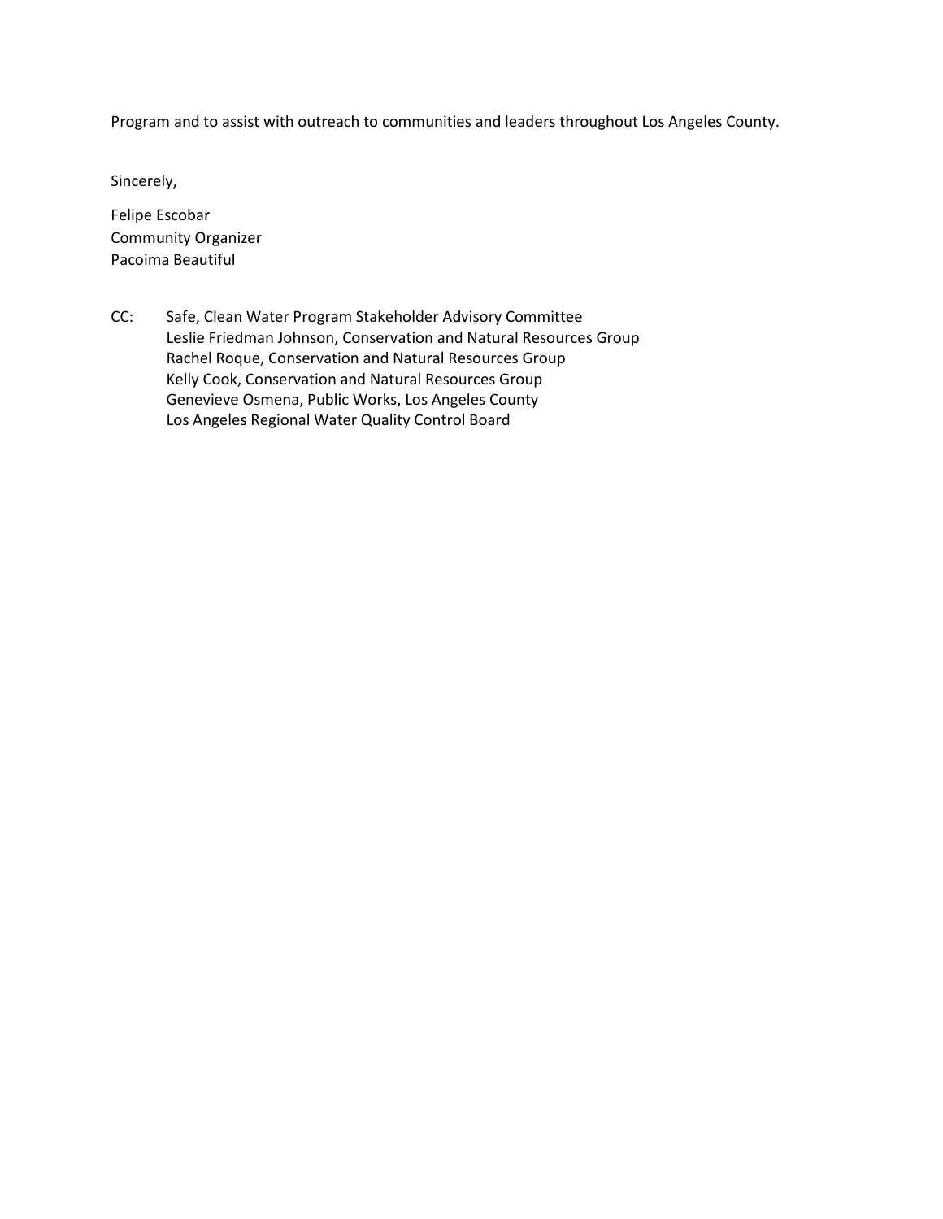Program and to assist with outreach to communities and leaders throughout Los Angeles County.

Sincerely,

Felipe Escobar  
Community Organizer  
Pacoima Beautiful

CC: Safe, Clean Water Program Stakeholder Advisory Committee  
Leslie Friedman Johnson, Conservation and Natural Resources Group  
Rachel Roque, Conservation and Natural Resources Group  
Kelly Cook, Conservation and Natural Resources Group  
Genevieve Osmena, Public Works, Los Angeles County  
Los Angeles Regional Water Quality Control Board